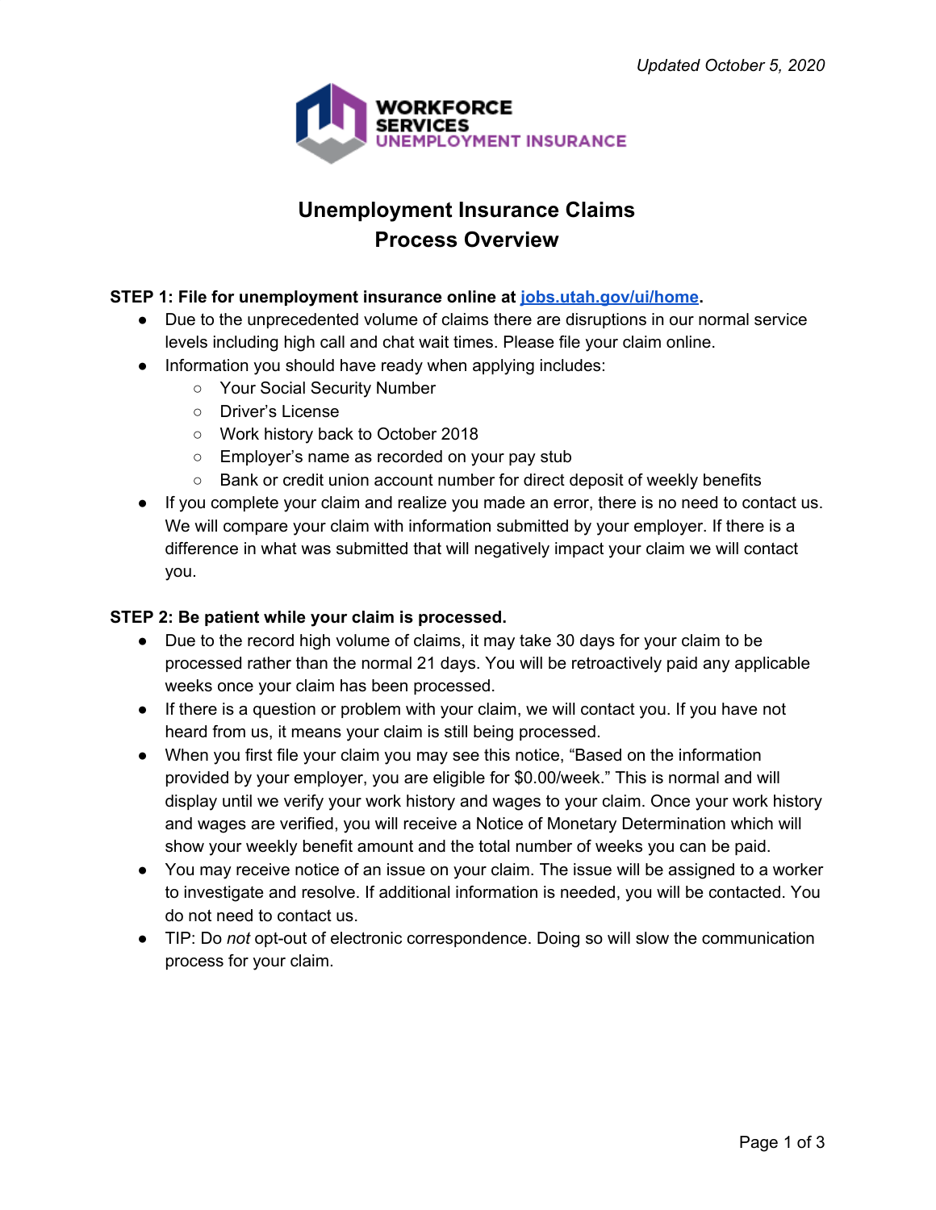Updated October 5, 2020

WORKFORCE SERVICES
UNEMPLOYMENT INSURANCE

# Unemployment Insurance Claims Process Overview

**STEP 1: File for unemployment insurance online at [jobs.utah.gov/ui/home](jobs.utah.gov/ui/home).**

- Due to the unprecedented volume of claims there are disruptions in our normal service levels including high call and chat wait times. Please file your claim online.
- Information you should have ready when applying includes:
  - Your Social Security Number
  - Driver's License
  - Work history back to October 2018
  - Employer's name as recorded on your pay stub
  - Bank or credit union account number for direct deposit of weekly benefits
- If you complete your claim and realize you made an error, there is no need to contact us. We will compare your claim with information submitted by your employer. If there is a difference in what was submitted that will negatively impact your claim we will contact you.

**STEP 2: Be patient while your claim is processed.**

- Due to the record high volume of claims, it may take 30 days for your claim to be processed rather than the normal 21 days. You will be retroactively paid any applicable weeks once your claim has been processed.
- If there is a question or problem with your claim, we will contact you. If you have not heard from us, it means your claim is still being processed.
- When you first file your claim you may see this notice, "Based on the information provided by your employer, you are eligible for $0.00/week." This is normal and will display until we verify your work history and wages to your claim. Once your work history and wages are verified, you will receive a Notice of Monetary Determination which will show your weekly benefit amount and the total number of weeks you can be paid.
- You may receive notice of an issue on your claim. The issue will be assigned to a worker to investigate and resolve. If additional information is needed, you will be contacted. You do not need to contact us.
- TIP: Do *not* opt-out of electronic correspondence. Doing so will slow the communication process for your claim.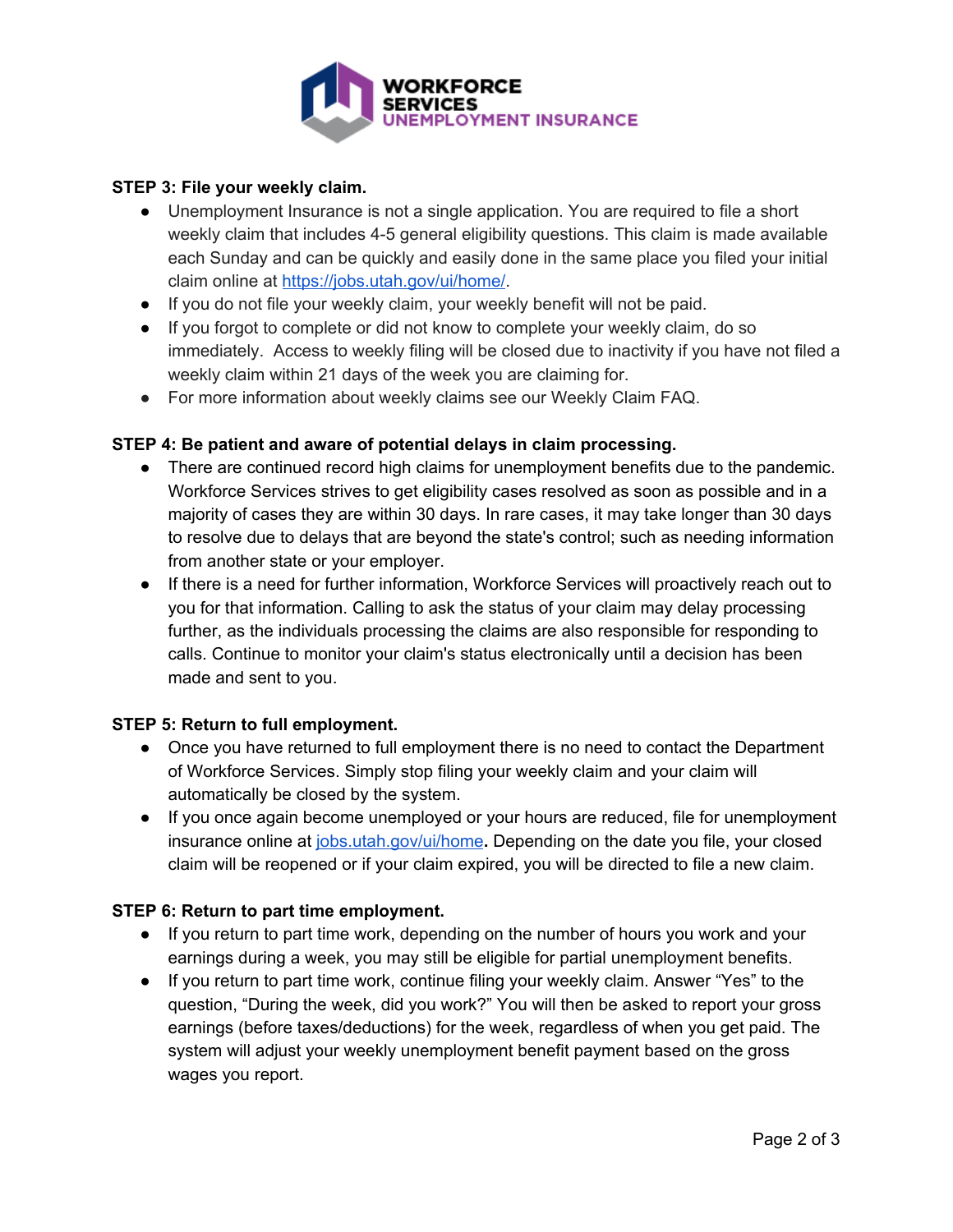**STEP 3: File your weekly claim.**

- Unemployment Insurance is not a single application. You are required to file a short weekly claim that includes 4-5 general eligibility questions. This claim is made available each Sunday and can be quickly and easily done in the same place you filed your initial claim online at https://jobs.utah.gov/ui/home/.
- If you do not file your weekly claim, your weekly benefit will not be paid.
- If you forgot to complete or did not know to complete your weekly claim, do so immediately. Access to weekly filing will be closed due to inactivity if you have not filed a weekly claim within 21 days of the week you are claiming for.
- For more information about weekly claims see our Weekly Claim FAQ.

**STEP 4: Be patient and aware of potential delays in claim processing.**

- There are continued record high claims for unemployment benefits due to the pandemic. Workforce Services strives to get eligibility cases resolved as soon as possible and in a majority of cases they are within 30 days. In rare cases, it may take longer than 30 days to resolve due to delays that are beyond the state's control; such as needing information from another state or your employer.
- If there is a need for further information, Workforce Services will proactively reach out to you for that information. Calling to ask the status of your claim may delay processing further, as the individuals processing the claims are also responsible for responding to calls. Continue to monitor your claim's status electronically until a decision has been made and sent to you.

**STEP 5: Return to full employment.**

- Once you have returned to full employment there is no need to contact the Department of Workforce Services. Simply stop filing your weekly claim and your claim will automatically be closed by the system.
- If you once again become unemployed or your hours are reduced, file for unemployment insurance online at jobs.utah.gov/ui/home**.** Depending on the date you file, your closed claim will be reopened or if your claim expired, you will be directed to file a new claim.

**STEP 6: Return to part time employment.**

- If you return to part time work, depending on the number of hours you work and your earnings during a week, you may still be eligible for partial unemployment benefits.
- If you return to part time work, continue filing your weekly claim. Answer "Yes" to the question, "During the week, did you work?" You will then be asked to report your gross earnings (before taxes/deductions) for the week, regardless of when you get paid. The system will adjust your weekly unemployment benefit payment based on the gross wages you report.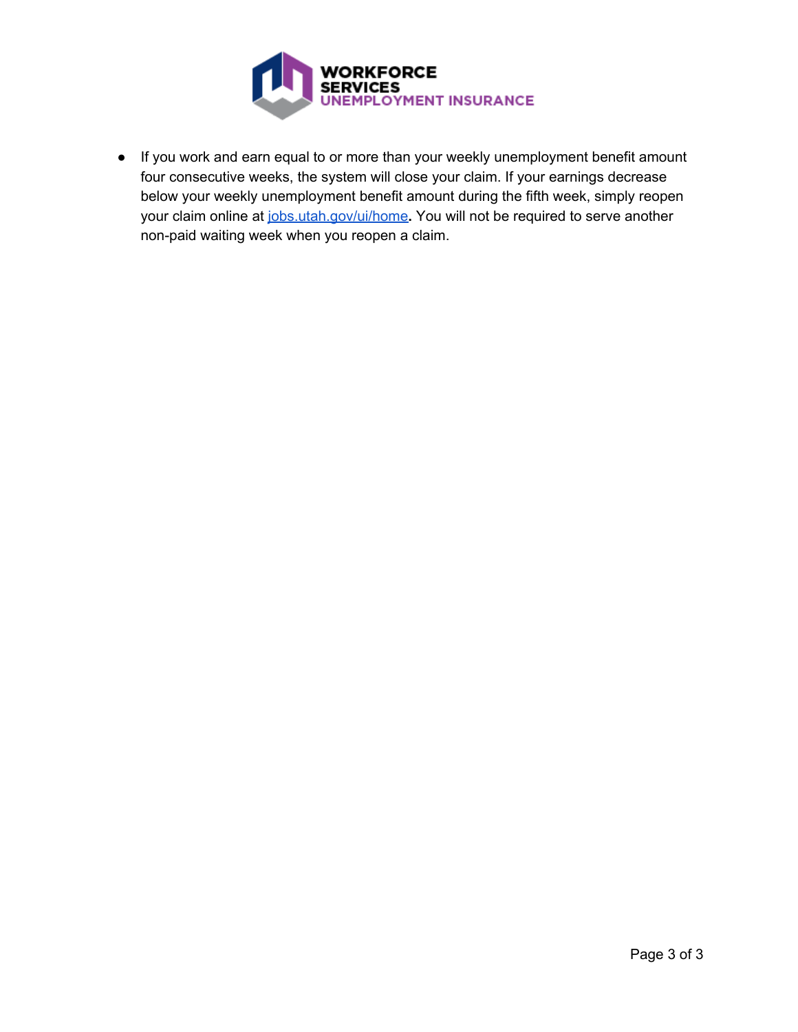- If you work and earn equal to or more than your weekly unemployment benefit amount four consecutive weeks, the system will close your claim. If your earnings decrease below your weekly unemployment benefit amount during the fifth week, simply reopen your claim online at [jobs.utah.gov/ui/home](jobs.utah.gov/ui/home)**.** You will not be required to serve another non-paid waiting week when you reopen a claim.